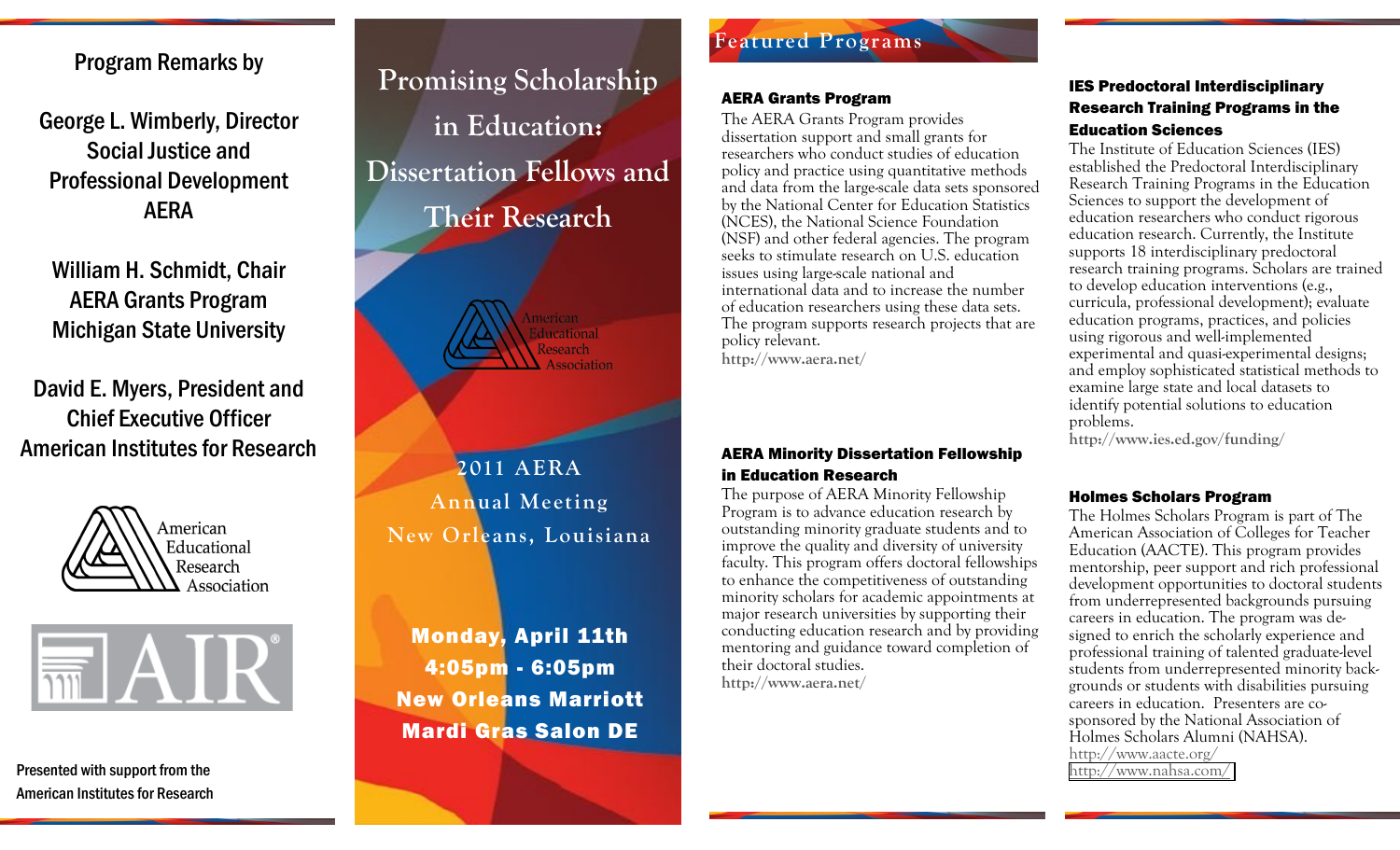Program Remarks by

George L. Wimberly, Director
Social Justice and
Professional Development
AERA

William H. Schmidt, Chair
AERA Grants Program
Michigan State University

David E. Myers, President and
Chief Executive Officer
American Institutes for Research

American Educational Research Association

AIR®

Presented with support from the
American Institutes for Research

# Promising Scholarship in Education: Dissertation Fellows and Their Research

American Educational Research Association

2011 AERA
Annual Meeting
New Orleans, Louisiana

**Monday, April 11th**
**4:05pm - 6:05pm**
**New Orleans Marriott**
**Mardi Gras Salon DE**

## Featured Programs

### AERA Grants Program

The AERA Grants Program provides dissertation support and small grants for researchers who conduct studies of education policy and practice using quantitative methods and data from the large-scale data sets sponsored by the National Center for Education Statistics (NCES), the National Science Foundation (NSF) and other federal agencies. The program seeks to stimulate research on U.S. education issues using large-scale national and international data and to increase the number of education researchers using these data sets. The program supports research projects that are policy relevant.
http://www.aera.net/

### AERA Minority Dissertation Fellowship in Education Research

The purpose of AERA Minority Fellowship Program is to advance education research by outstanding minority graduate students and to improve the quality and diversity of university faculty. This program offers doctoral fellowships to enhance the competitiveness of outstanding minority scholars for academic appointments at major research universities by supporting their conducting education research and by providing mentoring and guidance toward completion of their doctoral studies.
http://www.aera.net/

### IES Predoctoral Interdisciplinary Research Training Programs in the Education Sciences

The Institute of Education Sciences (IES) established the Predoctoral Interdisciplinary Research Training Programs in the Education Sciences to support the development of education researchers who conduct rigorous education research. Currently, the Institute supports 18 interdisciplinary predoctoral research training programs. Scholars are trained to develop education interventions (e.g., curricula, professional development); evaluate education programs, practices, and policies using rigorous and well-implemented experimental and quasi-experimental designs; and employ sophisticated statistical methods to examine large state and local datasets to identify potential solutions to education problems.
http://www.ies.ed.gov/funding/

### Holmes Scholars Program

The Holmes Scholars Program is part of The American Association of Colleges for Teacher Education (AACTE). This program provides mentorship, peer support and rich professional development opportunities to doctoral students from underrepresented backgrounds pursuing careers in education. The program was designed to enrich the scholarly experience and professional training of talented graduate-level students from underrepresented minority backgrounds or students with disabilities pursuing careers in education. Presenters are co-sponsored by the National Association of Holmes Scholars Alumni (NAHSA).
http://www.aacte.org/
http://www.nahsa.com/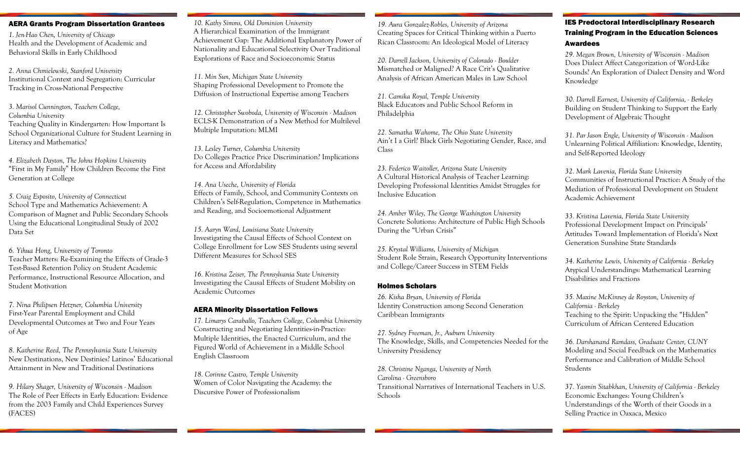## AERA Grants Program Dissertation Grantees

*1. Jen-Hao Chen, University of Chicago*
Health and the Development of Academic and Behavioral Skills in Early Childhood

*2. Anna Chmielewski, Stanford University*
Institutional Context and Segregation: Curricular Tracking in Cross-National Perspective

*3. Marisol Cunnington, Teachers College, Columbia University*
Teaching Quality in Kindergarten: How Important Is School Organizational Culture for Student Learning in Literacy and Mathematics?

*4. Elizabeth Dayton, The Johns Hopkins University*
"First in My Family" How Children Become the First Generation at College

*5. Craig Esposito, University of Connecticut*
School Type and Mathematics Achievement: A Comparison of Magnet and Public Secondary Schools Using the Educational Longitudinal Study of 2002 Data Set

*6. Yihua Hong, University of Toronto*
Teacher Matters: Re-Examining the Effects of Grade-3 Test-Based Retention Policy on Student Academic Performance, Instructional Resource Allocation, and Student Motivation

*7. Nina Philipsen Hetzner, Columbia University*
First-Year Parental Employment and Child Developmental Outcomes at Two and Four Years of Age

*8. Katherine Reed, The Pennsylvania State University*
New Destinations, New Destinies? Latinos' Educational Attainment in New and Traditional Destinations

*9. Hilary Shager, University of Wisconsin - Madison*
The Role of Peer Effects in Early Education: Evidence from the 2003 Family and Child Experiences Survey (FACES)

*10. Kathy Simms, Old Dominion University*
A Hierarchical Examination of the Immigrant Achievement Gap: The Additional Explanatory Power of Nationality and Educational Selectivity Over Traditional Explorations of Race and Socioeconomic Status

*11. Min Sun, Michigan State University*
Shaping Professional Development to Promote the Diffusion of Instructional Expertise among Teachers

*12. Christopher Swoboda, University of Wisconsin - Madison*
ECLS-K Demonstration of a New Method for Multilevel Multiple Imputation: MLMI

*13. Lesley Turner, Columbia University*
Do Colleges Practice Price Discrimination? Implications for Access and Affordability

*14. Ana Useche, University of Florida*
Effects of Family, School, and Community Contexts on Children's Self-Regulation, Competence in Mathematics and Reading, and Socioemotional Adjustment

*15. Aaryn Ward, Louisiana State University*
Investigating the Causal Effects of School Context on College Enrollment for Low SES Students using several Different Measures for School SES

*16. Kristina Zeiser, The Pennsylvania State University*
Investigating the Causal Effects of Student Mobility on Academic Outcomes

## AERA Minority Dissertation Fellows

*17. Limarys Caraballo, Teachers College, Columbia University*
Constructing and Negotiating Identities-in-Practice: Multiple Identities, the Enacted Curriculum, and the Figured World of Achievement in a Middle School English Classroom

*18. Corinne Castro, Temple University*
Women of Color Navigating the Academy: the Discursive Power of Professionalism

*19. Aura Gonzalez-Robles, University of Arizona*
Creating Spaces for Critical Thinking within a Puerto Rican Classroom: An Ideological Model of Literacy

*20. Darrell Jackson, University of Colorado - Boulder*
Mismatched or Maligned? A Race Crit's Qualitative Analysis of African American Males in Law School

*21. Camika Royal, Temple University*
Black Educators and Public School Reform in Philadelphia

*22. Samatha Wahome, The Ohio State University*
Ain't I a Girl? Black Girls Negotiating Gender, Race, and Class

*23. Federico Waitoller, Arizona State University*
A Cultural Historical Analysis of Teacher Learning: Developing Professional Identities Amidst Struggles for Inclusive Education

*24. Amber Wiley, The George Washington University*
Concrete Solutions: Architecture of Public High Schools During the "Urban Crisis"

*25. Krystal Williams, University of Michigan*
Student Role Strain, Research Opportunity Interventions and College/Career Success in STEM Fields

## Holmes Scholars

*26. Kisha Bryan, University of Florida*
Identity Construction among Second Generation Caribbean Immigrants

*27. Sydney Freeman, Jr., Auburn University*
The Knowledge, Skills, and Competencies Needed for the University Presidency

*28. Christine Nganga, University of North Carolina - Greensboro*
Transitional Narratives of International Teachers in U.S. Schools

## IES Predoctoral Interdisciplinary Research Training Program in the Education Sciences Awardees

*29. Megan Brown, University of Wisconsin - Madison*
Does Dialect Affect Categorization of Word-Like Sounds? An Exploration of Dialect Density and Word Knowledge

*30. Darrell Earnest, University of California, - Berkeley*
Building on Student Thinking to Support the Early Development of Algebraic Thought

*31. Par Jason Engle, University of Wisconsin - Madison*
Unlearning Political Affiliation: Knowledge, Identity, and Self-Reported Ideology

*32. Mark Lavenia, Florida State University*
Communities of Instructional Practice: A Study of the Mediation of Professional Development on Student Academic Achievement

*33. Kristina Lavenia, Florida State University*
Professional Development Impact on Principals' Attitudes Toward Implementation of Florida's Next Generation Sunshine State Standards

*34. Katherine Lewis, University of California - Berkeley*
Atypical Understandings: Mathematical Learning Disabilities and Fractions

*35. Maxine McKinney de Royston, University of California - Berkeley*
Teaching to the Spirit: Unpacking the "Hidden" Curriculum of African Centered Education

*36. Darshanand Ramdass, Graduate Center, CUNY*
Modeling and Social Feedback on the Mathematics Performance and Calibration of Middle School Students

*37. Yasmin Sitabkhan, University of California - Berkeley*
Economic Exchanges: Young Children's Understandings of the Worth of their Goods in a Selling Practice in Oaxaca, Mexico